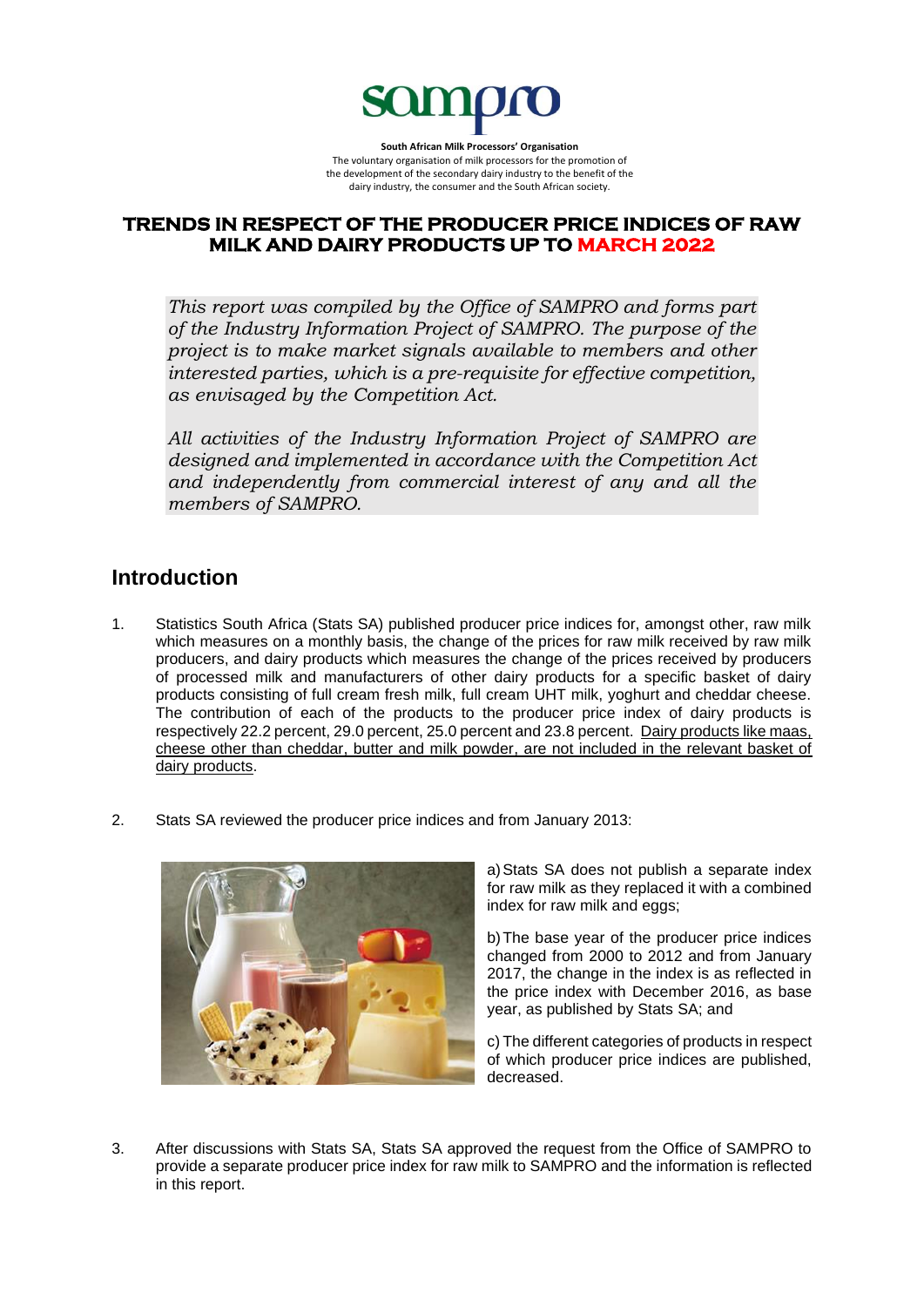**sampro**

**South African Milk Processors' Organisation**
The voluntary organisation of milk processors for the promotion of the development of the secondary dairy industry to the benefit of the dairy industry, the consumer and the South African society.

# TRENDS IN RESPECT OF THE PRODUCER PRICE INDICES OF RAW MILK AND DAIRY PRODUCTS UP TO MARCH 2022

*This report was compiled by the Office of SAMPRO and forms part of the Industry Information Project of SAMPRO. The purpose of the project is to make market signals available to members and other interested parties, which is a pre-requisite for effective competition, as envisaged by the Competition Act.*

*All activities of the Industry Information Project of SAMPRO are designed and implemented in accordance with the Competition Act and independently from commercial interest of any and all the members of SAMPRO.*

## Introduction

1. Statistics South Africa (Stats SA) published producer price indices for, amongst other, raw milk which measures on a monthly basis, the change of the prices for raw milk received by raw milk producers, and dairy products which measures the change of the prices received by producers of processed milk and manufacturers of other dairy products for a specific basket of dairy products consisting of full cream fresh milk, full cream UHT milk, yoghurt and cheddar cheese. The contribution of each of the products to the producer price index of dairy products is respectively 22.2 percent, 29.0 percent, 25.0 percent and 23.8 percent. <u>Dairy products like maas, cheese other than cheddar, butter and milk powder, are not included in the relevant basket of dairy products</u>.

2. Stats SA reviewed the producer price indices and from January 2013:

   a) Stats SA does not publish a separate index for raw milk as they replaced it with a combined index for raw milk and eggs;

   b) The base year of the producer price indices changed from 2000 to 2012 and from January 2017, the change in the index is as reflected in the price index with December 2016, as base year, as published by Stats SA; and

   c) The different categories of products in respect of which producer price indices are published, decreased.

3. After discussions with Stats SA, Stats SA approved the request from the Office of SAMPRO to provide a separate producer price index for raw milk to SAMPRO and the information is reflected in this report.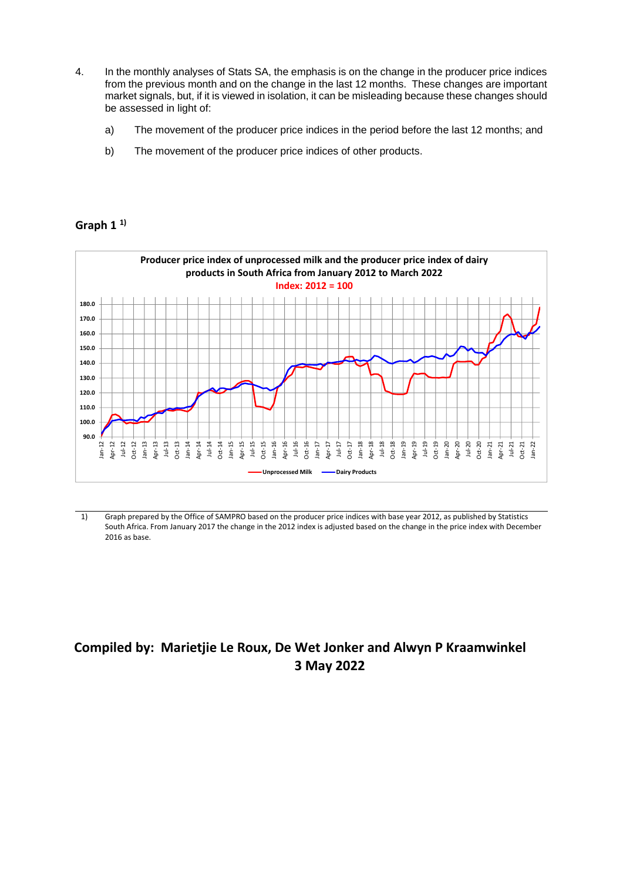4. In the monthly analyses of Stats SA, the emphasis is on the change in the producer price indices from the previous month and on the change in the last 12 months. These changes are important market signals, but, if it is viewed in isolation, it can be misleading because these changes should be assessed in light of:

   a) The movement of the producer price indices in the period before the last 12 months; and

   b) The movement of the producer price indices of other products.

**Graph 1 [1)]**

**Producer price index of unprocessed milk and the producer price index of dairy products in South Africa from January 2012 to March 2022**

**Index: 2012 = 100**

---

1) Graph prepared by the Office of SAMPRO based on the producer price indices with base year 2012, as published by Statistics South Africa. From January 2017 the change in the 2012 index is adjusted based on the change in the price index with December 2016 as base.

**Compiled by: Marietjie Le Roux, De Wet Jonker and Alwyn P Kraamwinkel**
**3 May 2022**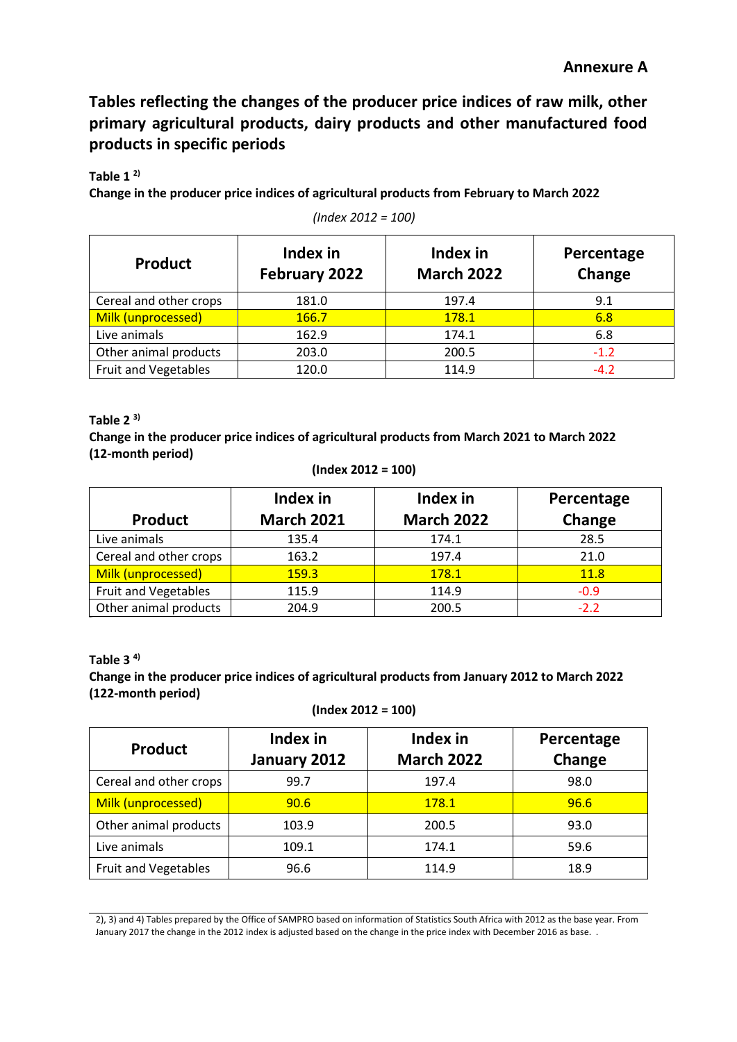**Annexure A**

## Tables reflecting the changes of the producer price indices of raw milk, other primary agricultural products, dairy products and other manufactured food products in specific periods

**Table 1 [2)]**

**Change in the producer price indices of agricultural products from February to March 2022**

*(Index 2012 = 100)*

| Product | Index in February 2022 | Index in March 2022 | Percentage Change |
|---|---|---|---|
| Cereal and other crops | 181.0 | 197.4 | 9.1 |
| Milk (unprocessed) | 166.7 | 178.1 | 6.8 |
| Live animals | 162.9 | 174.1 | 6.8 |
| Other animal products | 203.0 | 200.5 | -1.2 |
| Fruit and Vegetables | 120.0 | 114.9 | -4.2 |

**Table 2 [3)]**

**Change in the producer price indices of agricultural products from March 2021 to March 2022 (12-month period)**

**(Index 2012 = 100)**

| Product | Index in March 2021 | Index in March 2022 | Percentage Change |
|---|---|---|---|
| Live animals | 135.4 | 174.1 | 28.5 |
| Cereal and other crops | 163.2 | 197.4 | 21.0 |
| Milk (unprocessed) | 159.3 | 178.1 | 11.8 |
| Fruit and Vegetables | 115.9 | 114.9 | -0.9 |
| Other animal products | 204.9 | 200.5 | -2.2 |

**Table 3 [4)]**

**Change in the producer price indices of agricultural products from January 2012 to March 2022 (122-month period)**

**(Index 2012 = 100)**

| Product | Index in January 2012 | Index in March 2022 | Percentage Change |
|---|---|---|---|
| Cereal and other crops | 99.7 | 197.4 | 98.0 |
| Milk (unprocessed) | 90.6 | 178.1 | 96.6 |
| Other animal products | 103.9 | 200.5 | 93.0 |
| Live animals | 109.1 | 174.1 | 59.6 |
| Fruit and Vegetables | 96.6 | 114.9 | 18.9 |

2), 3) and 4) Tables prepared by the Office of SAMPRO based on information of Statistics South Africa with 2012 as the base year. From January 2017 the change in the 2012 index is adjusted based on the change in the price index with December 2016 as base. .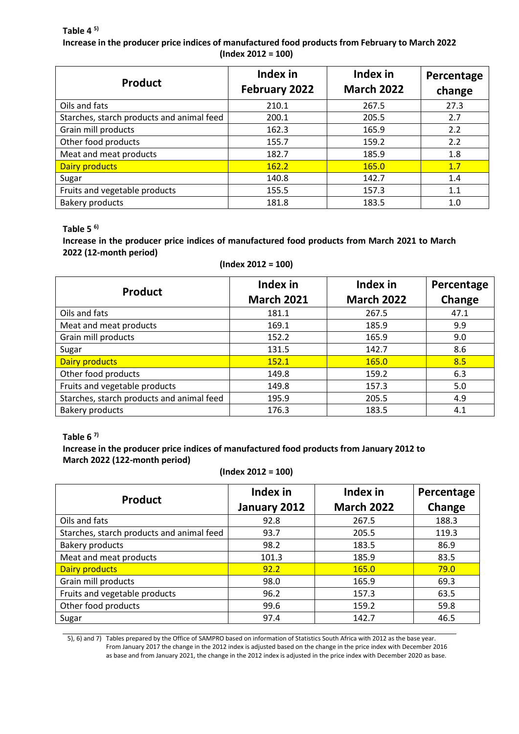**Table 4 [5)]**

**Increase in the producer price indices of manufactured food products from February to March 2022 (Index 2012 = 100)**

| Product | Index in February 2022 | Index in March 2022 | Percentage change |
|---|---|---|---|
| Oils and fats | 210.1 | 267.5 | 27.3 |
| Starches, starch products and animal feed | 200.1 | 205.5 | 2.7 |
| Grain mill products | 162.3 | 165.9 | 2.2 |
| Other food products | 155.7 | 159.2 | 2.2 |
| Meat and meat products | 182.7 | 185.9 | 1.8 |
| Dairy products | 162.2 | 165.0 | 1.7 |
| Sugar | 140.8 | 142.7 | 1.4 |
| Fruits and vegetable products | 155.5 | 157.3 | 1.1 |
| Bakery products | 181.8 | 183.5 | 1.0 |

**Table 5 [6)]**

**Increase in the producer price indices of manufactured food products from March 2021 to March 2022 (12-month period)**

**(Index 2012 = 100)**

| Product | Index in March 2021 | Index in March 2022 | Percentage Change |
|---|---|---|---|
| Oils and fats | 181.1 | 267.5 | 47.1 |
| Meat and meat products | 169.1 | 185.9 | 9.9 |
| Grain mill products | 152.2 | 165.9 | 9.0 |
| Sugar | 131.5 | 142.7 | 8.6 |
| Dairy products | 152.1 | 165.0 | 8.5 |
| Other food products | 149.8 | 159.2 | 6.3 |
| Fruits and vegetable products | 149.8 | 157.3 | 5.0 |
| Starches, starch products and animal feed | 195.9 | 205.5 | 4.9 |
| Bakery products | 176.3 | 183.5 | 4.1 |

**Table 6 [7)]**

**Increase in the producer price indices of manufactured food products from January 2012 to March 2022 (122-month period)**

**(Index 2012 = 100)**

| Product | Index in January 2012 | Index in March 2022 | Percentage Change |
|---|---|---|---|
| Oils and fats | 92.8 | 267.5 | 188.3 |
| Starches, starch products and animal feed | 93.7 | 205.5 | 119.3 |
| Bakery products | 98.2 | 183.5 | 86.9 |
| Meat and meat products | 101.3 | 185.9 | 83.5 |
| Dairy products | 92.2 | 165.0 | 79.0 |
| Grain mill products | 98.0 | 165.9 | 69.3 |
| Fruits and vegetable products | 96.2 | 157.3 | 63.5 |
| Other food products | 99.6 | 159.2 | 59.8 |
| Sugar | 97.4 | 142.7 | 46.5 |

5), 6) and 7) Tables prepared by the Office of SAMPRO based on information of Statistics South Africa with 2012 as the base year. From January 2017 the change in the 2012 index is adjusted based on the change in the price index with December 2016 as base and from January 2021, the change in the 2012 index is adjusted in the price index with December 2020 as base.